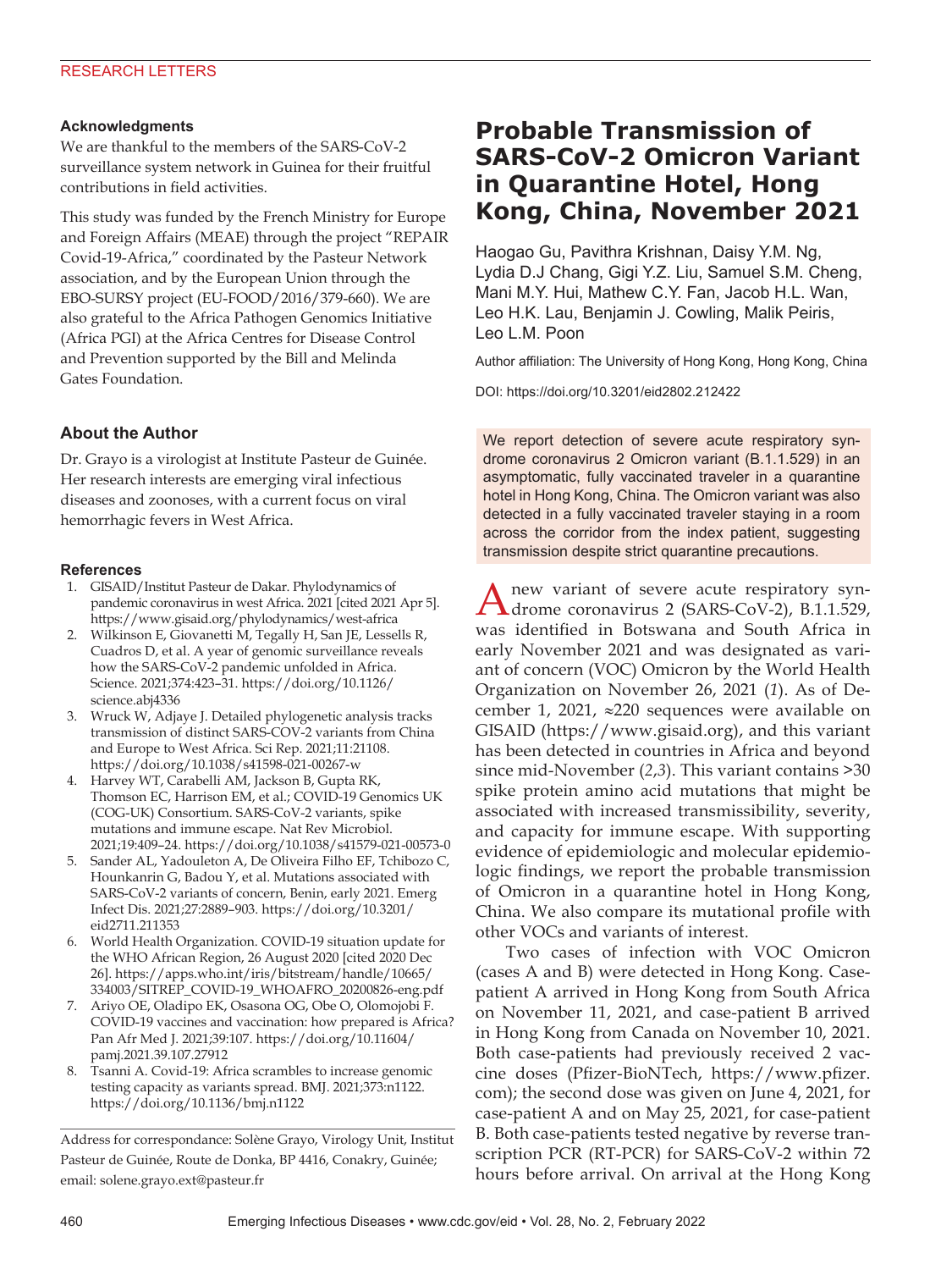### Acknowledgments

We are thankful to the members of the SARS-CoV-2 surveillance system network in Guinea for their fruitful contributions in field activities.

This study was funded by the French Ministry for Europe and Foreign Affairs (MEAE) through the project "REPAIR Covid-19-Africa," coordinated by the Pasteur Network association, and by the European Union through the EBO-SURSY project (EU-FOOD/2016/379-660). We are also grateful to the Africa Pathogen Genomics Initiative (Africa PGI) at the Africa Centres for Disease Control and Prevention supported by the Bill and Melinda Gates Foundation.

### About the Author

Dr. Grayo is a virologist at Institute Pasteur de Guinée. Her research interests are emerging viral infectious diseases and zoonoses, with a current focus on viral hemorrhagic fevers in West Africa.

### References

1. GISAID/Institut Pasteur de Dakar. Phylodynamics of pandemic coronavirus in west Africa. 2021 [cited 2021 Apr 5]. https://www.gisaid.org/phylodynamics/west-africa
2. Wilkinson E, Giovanetti M, Tegally H, San JE, Lessells R, Cuadros D, et al. A year of genomic surveillance reveals how the SARS-CoV-2 pandemic unfolded in Africa. Science. 2021;374:423–31. https://doi.org/10.1126/science.abj4336
3. Wruck W, Adjaye J. Detailed phylogenetic analysis tracks transmission of distinct SARS-COV-2 variants from China and Europe to West Africa. Sci Rep. 2021;11:21108. https://doi.org/10.1038/s41598-021-00267-w
4. Harvey WT, Carabelli AM, Jackson B, Gupta RK, Thomson EC, Harrison EM, et al.; COVID-19 Genomics UK (COG-UK) Consortium. SARS-CoV-2 variants, spike mutations and immune escape. Nat Rev Microbiol. 2021;19:409–24. https://doi.org/10.1038/s41579-021-00573-0
5. Sander AL, Yadouleton A, De Oliveira Filho EF, Tchibozo C, Hounkanrin G, Badou Y, et al. Mutations associated with SARS-CoV-2 variants of concern, Benin, early 2021. Emerg Infect Dis. 2021;27:2889–903. https://doi.org/10.3201/eid2711.211353
6. World Health Organization. COVID-19 situation update for the WHO African Region, 26 August 2020 [cited 2020 Dec 26]. https://apps.who.int/iris/bitstream/handle/10665/334003/SITREP_COVID-19_WHOAFRO_20200826-eng.pdf
7. Ariyo OE, Oladipo EK, Osasona OG, Obe O, Olomojobi F. COVID-19 vaccines and vaccination: how prepared is Africa? Pan Afr Med J. 2021;39:107. https://doi.org/10.11604/pamj.2021.39.107.27912
8. Tsanni A. Covid-19: Africa scrambles to increase genomic testing capacity as variants spread. BMJ. 2021;373:n1122. https://doi.org/10.1136/bmj.n1122

Address for correspondance: Solène Grayo, Virology Unit, Institut Pasteur de Guinée, Route de Donka, BP 4416, Conakry, Guinée; email: solene.grayo.ext@pasteur.fr

# Probable Transmission of SARS-CoV-2 Omicron Variant in Quarantine Hotel, Hong Kong, China, November 2021

Haogao Gu, Pavithra Krishnan, Daisy Y.M. Ng, Lydia D.J Chang, Gigi Y.Z. Liu, Samuel S.M. Cheng, Mani M.Y. Hui, Mathew C.Y. Fan, Jacob H.L. Wan, Leo H.K. Lau, Benjamin J. Cowling, Malik Peiris, Leo L.M. Poon

Author affiliation: The University of Hong Kong, Hong Kong, China

DOI: https://doi.org/10.3201/eid2802.212422

We report detection of severe acute respiratory syndrome coronavirus 2 Omicron variant (B.1.1.529) in an asymptomatic, fully vaccinated traveler in a quarantine hotel in Hong Kong, China. The Omicron variant was also detected in a fully vaccinated traveler staying in a room across the corridor from the index patient, suggesting transmission despite strict quarantine precautions.

A new variant of severe acute respiratory syndrome coronavirus 2 (SARS-CoV-2), B.1.1.529, was identified in Botswana and South Africa in early November 2021 and was designated as variant of concern (VOC) Omicron by the World Health Organization on November 26, 2021 (*1*). As of December 1, 2021, ≈220 sequences were available on GISAID (https://www.gisaid.org), and this variant has been detected in countries in Africa and beyond since mid-November (*2*,*3*). This variant contains >30 spike protein amino acid mutations that might be associated with increased transmissibility, severity, and capacity for immune escape. With supporting evidence of epidemiologic and molecular epidemiologic findings, we report the probable transmission of Omicron in a quarantine hotel in Hong Kong, China. We also compare its mutational profile with other VOCs and variants of interest.

Two cases of infection with VOC Omicron (cases A and B) were detected in Hong Kong. Case-patient A arrived in Hong Kong from South Africa on November 11, 2021, and case-patient B arrived in Hong Kong from Canada on November 10, 2021. Both case-patients had previously received 2 vaccine doses (Pfizer-BioNTech, https://www.pfizer.com); the second dose was given on June 4, 2021, for case-patient A and on May 25, 2021, for case-patient B. Both case-patients tested negative by reverse transcription PCR (RT-PCR) for SARS-CoV-2 within 72 hours before arrival. On arrival at the Hong Kong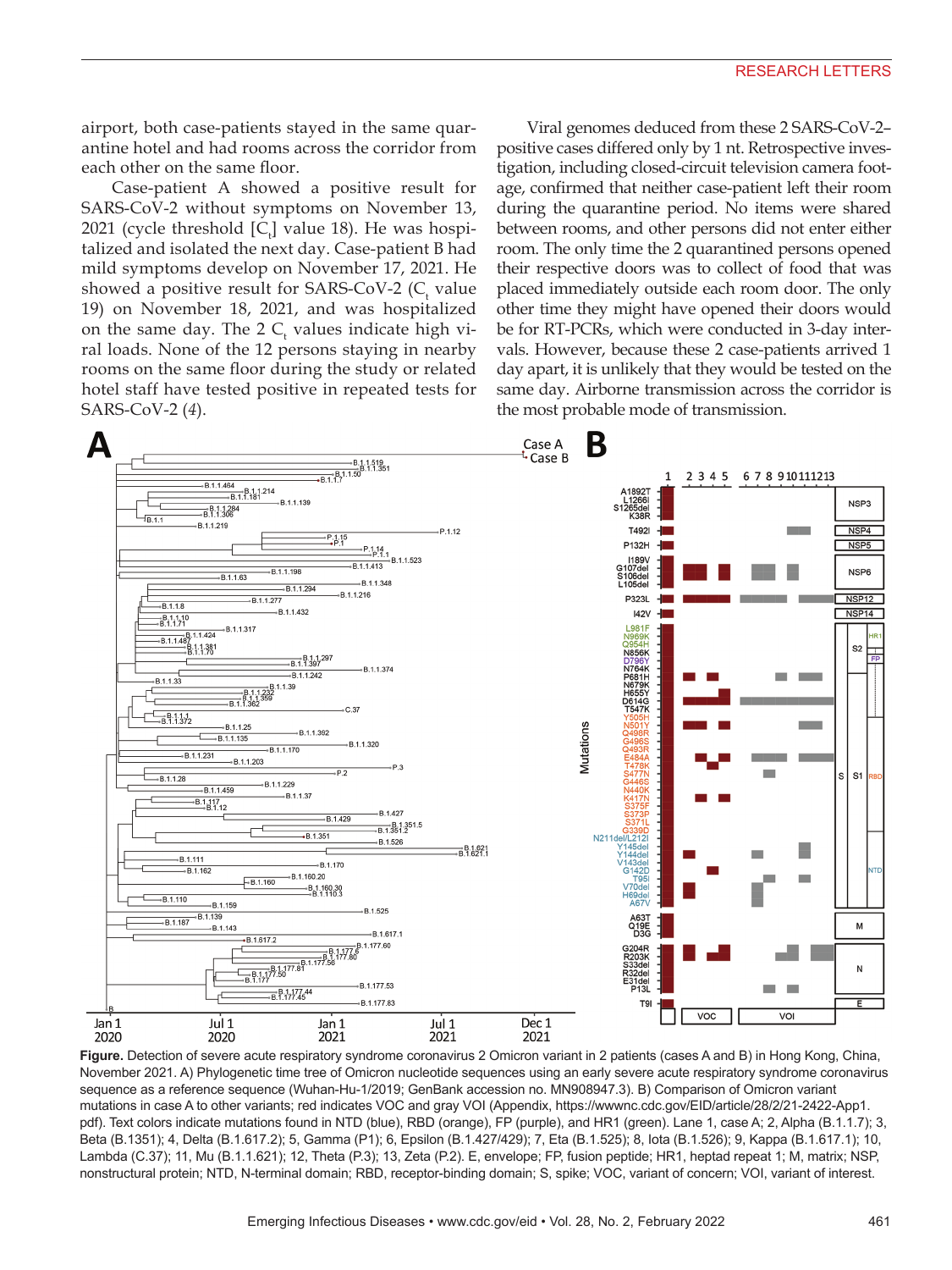airport, both case-patients stayed in the same quarantine hotel and had rooms across the corridor from each other on the same floor.

Case-patient A showed a positive result for SARS-CoV-2 without symptoms on November 13, 2021 (cycle threshold [$C_t$] value 18). He was hospitalized and isolated the next day. Case-patient B had mild symptoms develop on November 17, 2021. He showed a positive result for SARS-CoV-2 ($C_t$ value 19) on November 18, 2021, and was hospitalized on the same day. The 2 $C_t$ values indicate high viral loads. None of the 12 persons staying in nearby rooms on the same floor during the study or related hotel staff have tested positive in repeated tests for SARS-CoV-2 (*4*).

Viral genomes deduced from these 2 SARS-CoV-2–positive cases differed only by 1 nt. Retrospective investigation, including closed-circuit television camera footage, confirmed that neither case-patient left their room during the quarantine period. No items were shared between rooms, and other persons did not enter either room. The only time the 2 quarantined persons opened their respective doors was to collect of food that was placed immediately outside each room door. The only other time they might have opened their doors would be for RT-PCRs, which were conducted in 3-day intervals. However, because these 2 case-patients arrived 1 day apart, it is unlikely that they would be tested on the same day. Airborne transmission across the corridor is the most probable mode of transmission.

**Figure.** Detection of severe acute respiratory syndrome coronavirus 2 Omicron variant in 2 patients (cases A and B) in Hong Kong, China, November 2021. A) Phylogenetic time tree of Omicron nucleotide sequences using an early severe acute respiratory syndrome coronavirus sequence as a reference sequence (Wuhan-Hu-1/2019; GenBank accession no. MN908947.3). B) Comparison of Omicron variant mutations in case A to other variants; red indicates VOC and gray VOI (Appendix, https://wwwnc.cdc.gov/EID/article/28/2/21-2422-App1.pdf). Text colors indicate mutations found in NTD (blue), RBD (orange), FP (purple), and HR1 (green). Lane 1, case A; 2, Alpha (B.1.1.7); 3, Beta (B.1351); 4, Delta (B.1.617.2); 5, Gamma (P1); 6, Epsilon (B.1.427/429); 7, Eta (B.1.525); 8, Iota (B.1.526); 9, Kappa (B.1.617.1); 10, Lambda (C.37); 11, Mu (B.1.1.621); 12, Theta (P.3); 13, Zeta (P.2). E, envelope; FP, fusion peptide; HR1, heptad repeat 1; M, matrix; NSP, nonstructural protein; NTD, N-terminal domain; RBD, receptor-binding domain; S, spike; VOC, variant of concern; VOI, variant of interest.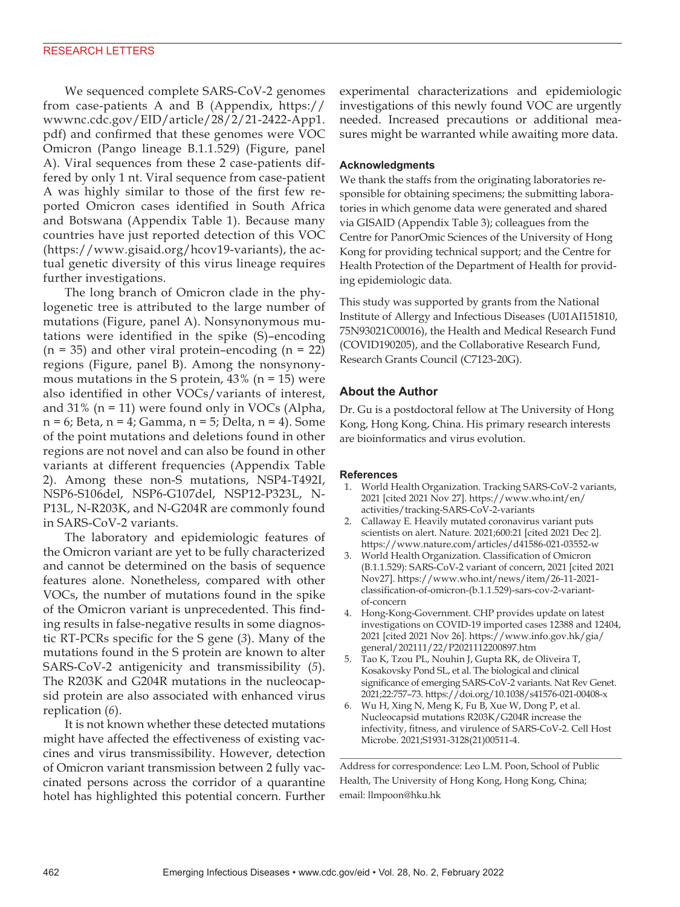We sequenced complete SARS-CoV-2 genomes from case-patients A and B (Appendix, https://wwwnc.cdc.gov/EID/article/28/2/21-2422-App1.pdf) and confirmed that these genomes were VOC Omicron (Pango lineage B.1.1.529) (Figure, panel A). Viral sequences from these 2 case-patients differed by only 1 nt. Viral sequence from case-patient A was highly similar to those of the first few reported Omicron cases identified in South Africa and Botswana (Appendix Table 1). Because many countries have just reported detection of this VOC (https://www.gisaid.org/hcov19-variants), the actual genetic diversity of this virus lineage requires further investigations.

The long branch of Omicron clade in the phylogenetic tree is attributed to the large number of mutations (Figure, panel A). Nonsynonymous mutations were identified in the spike (S)–encoding (n = 35) and other viral protein–encoding (n = 22) regions (Figure, panel B). Among the nonsynonymous mutations in the S protein, 43% (n = 15) were also identified in other VOCs/variants of interest, and 31% (n = 11) were found only in VOCs (Alpha, n = 6; Beta, n = 4; Gamma, n = 5; Delta, n = 4). Some of the point mutations and deletions found in other regions are not novel and can also be found in other variants at different frequencies (Appendix Table 2). Among these non-S mutations, NSP4-T492I, NSP6-S106del, NSP6-G107del, NSP12-P323L, N-P13L, N-R203K, and N-G204R are commonly found in SARS-CoV-2 variants.

The laboratory and epidemiologic features of the Omicron variant are yet to be fully characterized and cannot be determined on the basis of sequence features alone. Nonetheless, compared with other VOCs, the number of mutations found in the spike of the Omicron variant is unprecedented. This finding results in false-negative results in some diagnostic RT-PCRs specific for the S gene (*3*). Many of the mutations found in the S protein are known to alter SARS-CoV-2 antigenicity and transmissibility (*5*). The R203K and G204R mutations in the nucleocapsid protein are also associated with enhanced virus replication (*6*).

It is not known whether these detected mutations might have affected the effectiveness of existing vaccines and virus transmissibility. However, detection of Omicron variant transmission between 2 fully vaccinated persons across the corridor of a quarantine hotel has highlighted this potential concern. Further experimental characterizations and epidemiologic investigations of this newly found VOC are urgently needed. Increased precautions or additional measures might be warranted while awaiting more data.

### Acknowledgments

We thank the staffs from the originating laboratories responsible for obtaining specimens; the submitting laboratories in which genome data were generated and shared via GISAID (Appendix Table 3); colleagues from the Centre for PanorOmic Sciences of the University of Hong Kong for providing technical support; and the Centre for Health Protection of the Department of Health for providing epidemiologic data.

This study was supported by grants from the National Institute of Allergy and Infectious Diseases (U01AI151810, 75N93021C00016), the Health and Medical Research Fund (COVID190205), and the Collaborative Research Fund, Research Grants Council (C7123-20G).

## About the Author

Dr. Gu is a postdoctoral fellow at The University of Hong Kong, Hong Kong, China. His primary research interests are bioinformatics and virus evolution.

### References

1. World Health Organization. Tracking SARS-CoV-2 variants, 2021 [cited 2021 Nov 27]. https://www.who.int/en/activities/tracking-SARS-CoV-2-variants
2. Callaway E. Heavily mutated coronavirus variant puts scientists on alert. Nature. 2021;600:21 [cited 2021 Dec 2]. https://www.nature.com/articles/d41586-021-03552-w
3. World Health Organization. Classification of Omicron (B.1.1.529): SARS-CoV-2 variant of concern, 2021 [cited 2021 Nov27]. https://www.who.int/news/item/26-11-2021-classification-of-omicron-(b.1.1.529)-sars-cov-2-variant-of-concern
4. Hong-Kong-Government. CHP provides update on latest investigations on COVID-19 imported cases 12388 and 12404, 2021 [cited 2021 Nov 26]. https://www.info.gov.hk/gia/general/202111/22/P2021112200897.htm
5. Tao K, Tzou PL, Nouhin J, Gupta RK, de Oliveira T, Kosakovsky Pond SL, et al. The biological and clinical significance of emerging SARS-CoV-2 variants. Nat Rev Genet. 2021;22:757–73. https://doi.org/10.1038/s41576-021-00408-x
6. Wu H, Xing N, Meng K, Fu B, Xue W, Dong P, et al. Nucleocapsid mutations R203K/G204R increase the infectivity, fitness, and virulence of SARS-CoV-2. Cell Host Microbe. 2021;S1931-3128(21)00511-4.

Address for correspondence: Leo L.M. Poon, School of Public Health, The University of Hong Kong, Hong Kong, China; email: llmpoon@hku.hk